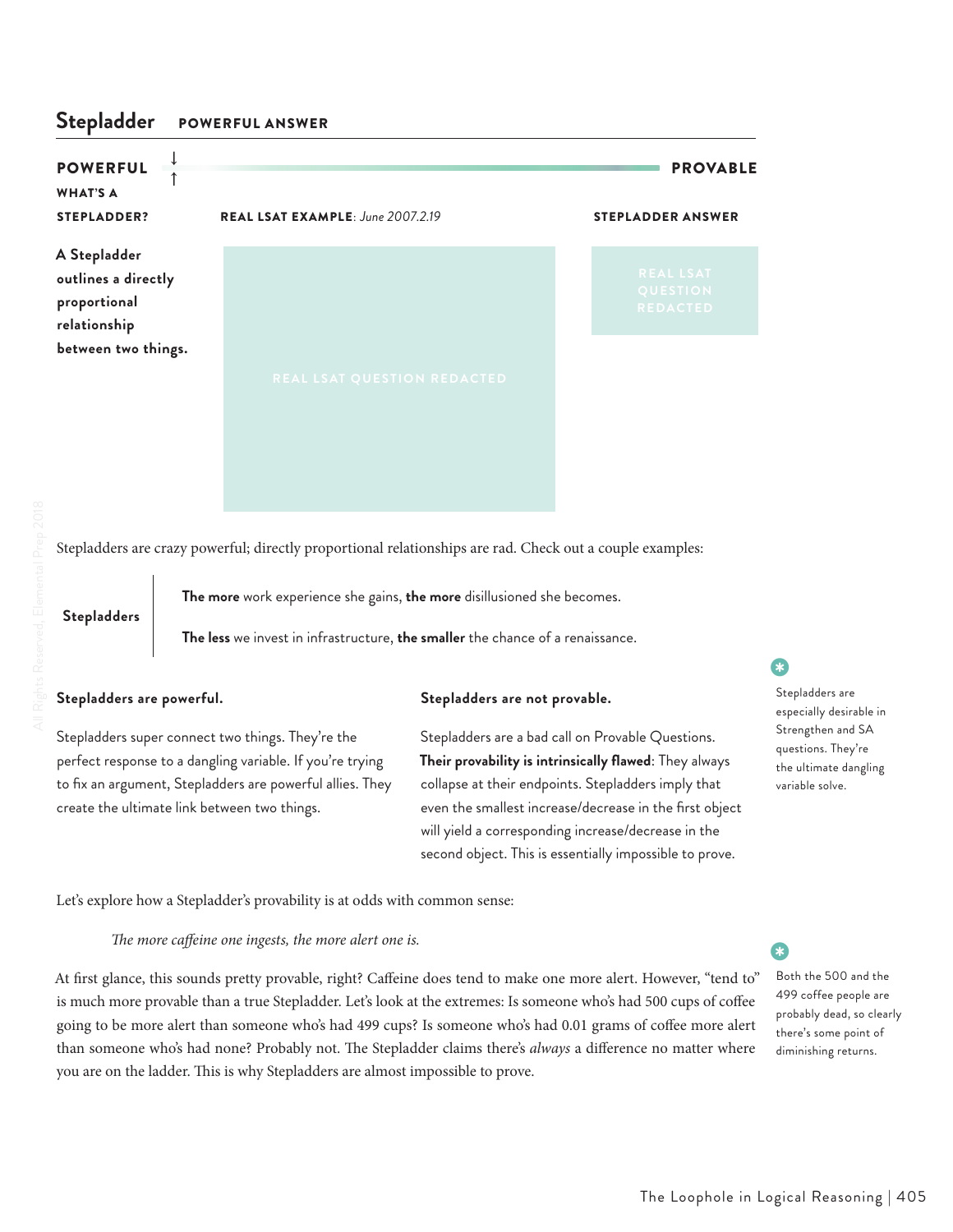## Stepladder POWERFUL ANSWER

**POWERFUL** ↓↑ **PROVABLE**

**WHAT'S A STEPLADDER?**

**A Stepladder outlines a directly proportional relationship between two things.**

**REAL LSAT EXAMPLE**: *June 2007.2.19*

REAL LSAT QUESTION REDACTED

**STEPLADDER ANSWER**

REAL LSAT QUESTION REDACTED

Stepladders are crazy powerful; directly proportional relationships are rad. Check out a couple examples:

**Stepladders**

**The more** work experience she gains, **the more** disillusioned she becomes.

**The less** we invest in infrastructure, **the smaller** the chance of a renaissance.

**Stepladders are powerful.**

Stepladders super connect two things. They're the perfect response to a dangling variable. If you're trying to fix an argument, Stepladders are powerful allies. They create the ultimate link between two things.

**Stepladders are not provable.**

Stepladders are a bad call on Provable Questions. **Their provability is intrinsically flawed**: They always collapse at their endpoints. Stepladders imply that even the smallest increase/decrease in the first object will yield a corresponding increase/decrease in the second object. This is essentially impossible to prove.

Stepladders are especially desirable in Strengthen and SA questions. They're the ultimate dangling variable solve.

Let's explore how a Stepladder's provability is at odds with common sense:

*The more caffeine one ingests, the more alert one is.*

At first glance, this sounds pretty provable, right? Caffeine does tend to make one more alert. However, "tend to" is much more provable than a true Stepladder. Let's look at the extremes: Is someone who's had 500 cups of coffee going to be more alert than someone who's had 499 cups? Is someone who's had 0.01 grams of coffee more alert than someone who's had none? Probably not. The Stepladder claims there's *always* a difference no matter where you are on the ladder. This is why Stepladders are almost impossible to prove.

Both the 500 and the 499 coffee people are probably dead, so clearly there's some point of diminishing returns.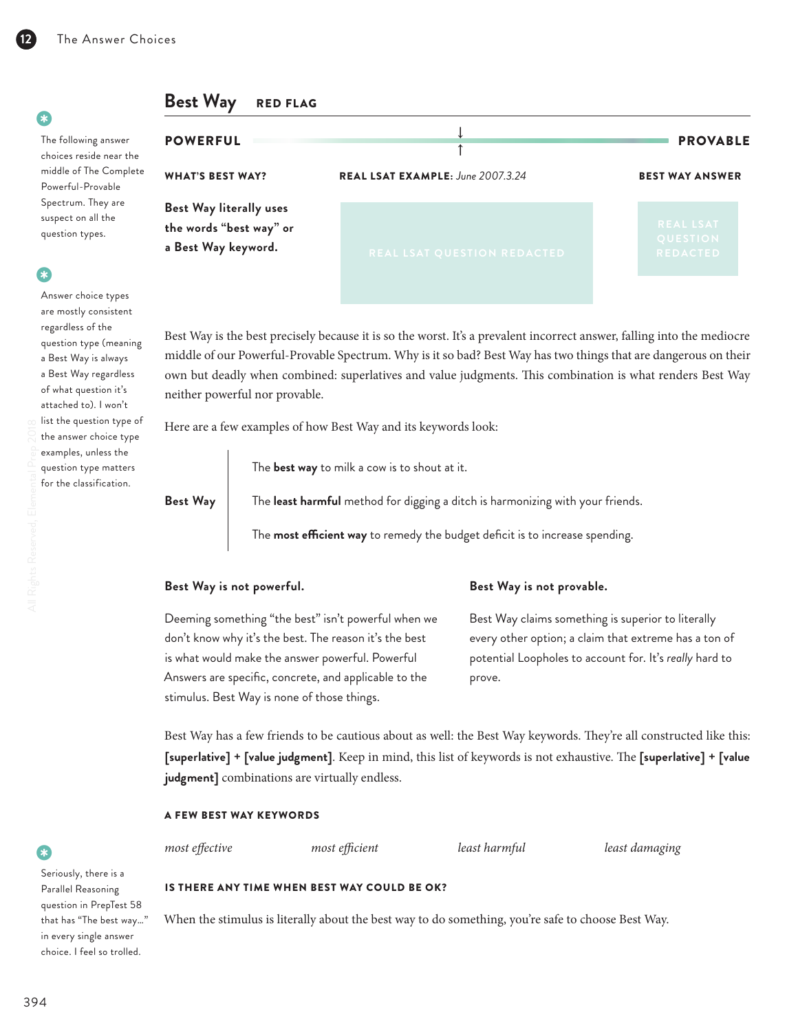## Best Way RED FLAG

**POWERFUL** ↓↑ **PROVABLE**

**WHAT'S BEST WAY?**

**Best Way literally uses the words "best way" or a Best Way keyword.**

**REAL LSAT EXAMPLE:** *June 2007.3.24*

REAL LSAT QUESTION REDACTED

**BEST WAY ANSWER**

REAL LSAT QUESTION REDACTED

The following answer choices reside near the middle of The Complete Powerful-Provable Spectrum. They are suspect on all the question types.

Answer choice types are mostly consistent regardless of the question type (meaning a Best Way is always a Best Way regardless of what question it's attached to). I won't list the question type of the answer choice type examples, unless the question type matters for the classification.

Best Way is the best precisely because it is so the worst. It's a prevalent incorrect answer, falling into the mediocre middle of our Powerful-Provable Spectrum. Why is it so bad? Best Way has two things that are dangerous on their own but deadly when combined: superlatives and value judgments. This combination is what renders Best Way neither powerful nor provable.

Here are a few examples of how Best Way and its keywords look:

**Best Way**

The **best way** to milk a cow is to shout at it.

The **least harmful** method for digging a ditch is harmonizing with your friends.

The **most efficient way** to remedy the budget deficit is to increase spending.

**Best Way is not powerful.**

Deeming something "the best" isn't powerful when we don't know why it's the best. The reason it's the best is what would make the answer powerful. Powerful Answers are specific, concrete, and applicable to the stimulus. Best Way is none of those things.

**Best Way is not provable.**

Best Way claims something is superior to literally every other option; a claim that extreme has a ton of potential Loopholes to account for. It's *really* hard to prove.

Best Way has a few friends to be cautious about as well: the Best Way keywords. They're all constructed like this: **[superlative] + [value judgment]**. Keep in mind, this list of keywords is not exhaustive. The **[superlative] + [value judgment]** combinations are virtually endless.

**A FEW BEST WAY KEYWORDS**

*most effective* *most efficient* *least harmful* *least damaging*

**IS THERE ANY TIME WHEN BEST WAY COULD BE OK?**

When the stimulus is literally about the best way to do something, you're safe to choose Best Way.

Seriously, there is a Parallel Reasoning question in PrepTest 58 that has "The best way..." in every single answer choice. I feel so trolled.